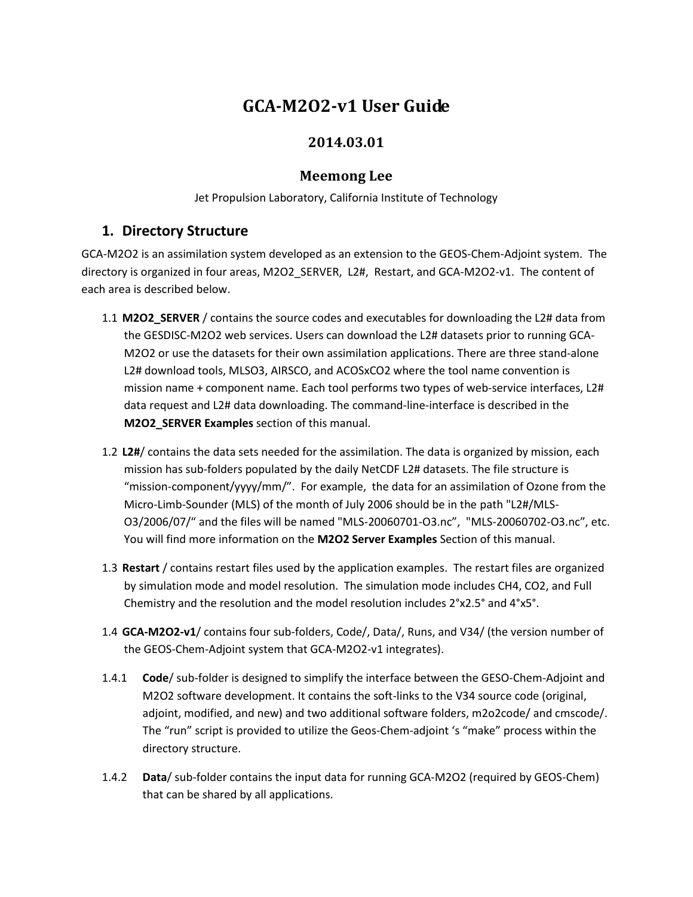# GCA-M2O2-v1 User Guide

## 2014.03.01

### Meemong Lee

Jet Propulsion Laboratory, California Institute of Technology

## 1. Directory Structure

GCA-M2O2 is an assimilation system developed as an extension to the GEOS-Chem-Adjoint system. The directory is organized in four areas, M2O2_SERVER, L2#, Restart, and GCA-M2O2-v1. The content of each area is described below.

1.1 **M2O2_SERVER** / contains the source codes and executables for downloading the L2# data from the GESDISC-M2O2 web services. Users can download the L2# datasets prior to running GCA-M2O2 or use the datasets for their own assimilation applications. There are three stand-alone L2# download tools, MLSO3, AIRSCO, and ACOSxCO2 where the tool name convention is mission name + component name. Each tool performs two types of web-service interfaces, L2# data request and L2# data downloading. The command-line-interface is described in the **M2O2_SERVER Examples** section of this manual.

1.2 **L2#**/ contains the data sets needed for the assimilation. The data is organized by mission, each mission has sub-folders populated by the daily NetCDF L2# datasets. The file structure is "mission-component/yyyy/mm/". For example, the data for an assimilation of Ozone from the Micro-Limb-Sounder (MLS) of the month of July 2006 should be in the path "L2#/MLS-O3/2006/07/" and the files will be named "MLS-20060701-O3.nc", "MLS-20060702-O3.nc", etc. You will find more information on the **M2O2 Server Examples** Section of this manual.

1.3 **Restart** / contains restart files used by the application examples. The restart files are organized by simulation mode and model resolution. The simulation mode includes CH4, CO2, and Full Chemistry and the resolution and the model resolution includes 2°x2.5° and 4°x5°.

1.4 **GCA-M2O2-v1**/ contains four sub-folders, Code/, Data/, Runs, and V34/ (the version number of the GEOS-Chem-Adjoint system that GCA-M2O2-v1 integrates).

1.4.1 **Code**/ sub-folder is designed to simplify the interface between the GESO-Chem-Adjoint and M2O2 software development. It contains the soft-links to the V34 source code (original, adjoint, modified, and new) and two additional software folders, m2o2code/ and cmscode/. The "run" script is provided to utilize the Geos-Chem-adjoint 's "make" process within the directory structure.

1.4.2 **Data**/ sub-folder contains the input data for running GCA-M2O2 (required by GEOS-Chem) that can be shared by all applications.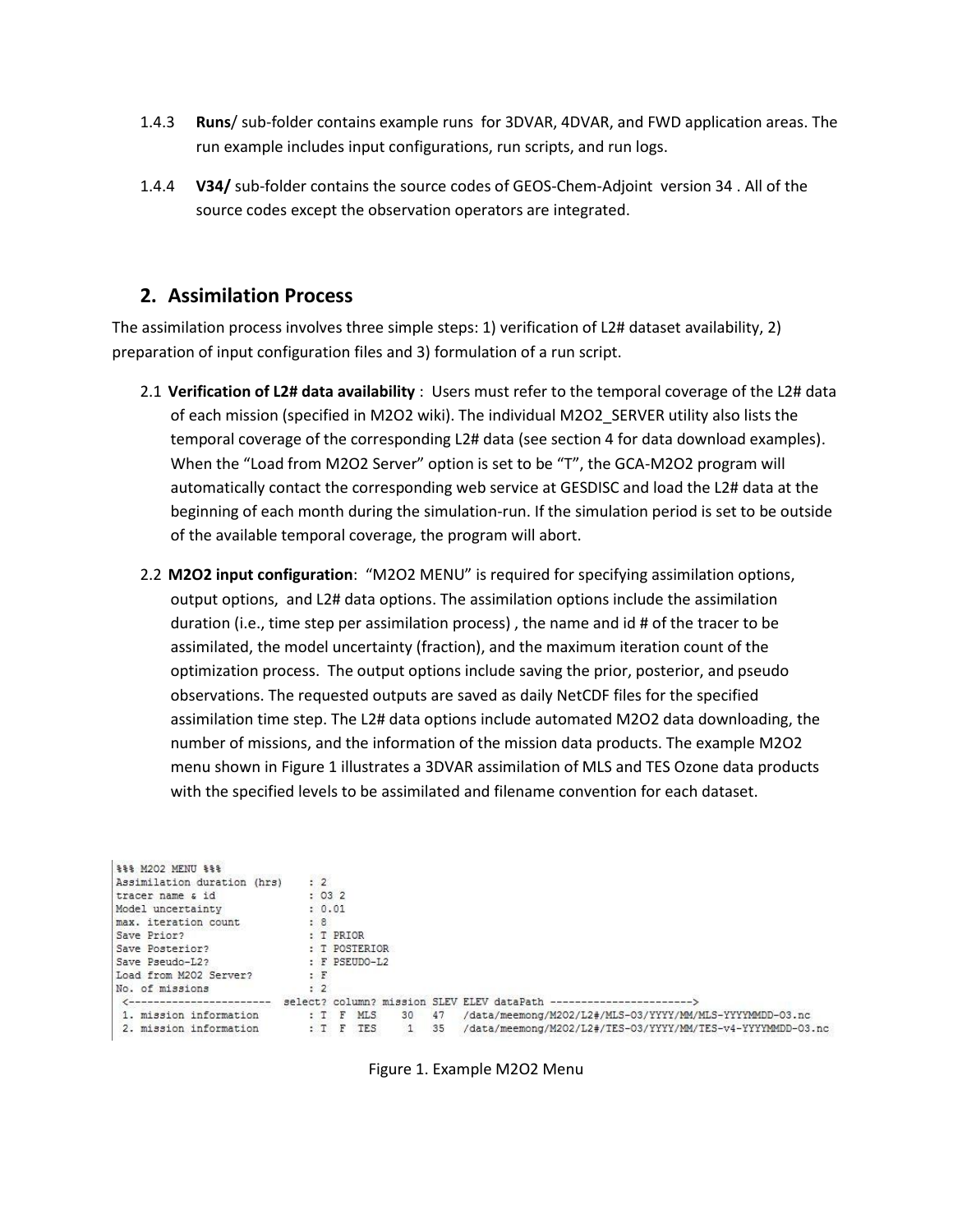1.4.3 **Runs**/ sub-folder contains example runs for 3DVAR, 4DVAR, and FWD application areas. The run example includes input configurations, run scripts, and run logs.

1.4.4 **V34/** sub-folder contains the source codes of GEOS-Chem-Adjoint version 34 . All of the source codes except the observation operators are integrated.

## 2. Assimilation Process

The assimilation process involves three simple steps: 1) verification of L2# dataset availability, 2) preparation of input configuration files and 3) formulation of a run script.

2.1 **Verification of L2# data availability** : Users must refer to the temporal coverage of the L2# data of each mission (specified in M2O2 wiki). The individual M2O2_SERVER utility also lists the temporal coverage of the corresponding L2# data (see section 4 for data download examples). When the "Load from M2O2 Server" option is set to be "T", the GCA-M2O2 program will automatically contact the corresponding web service at GESDISC and load the L2# data at the beginning of each month during the simulation-run. If the simulation period is set to be outside of the available temporal coverage, the program will abort.

2.2 **M2O2 input configuration**: "M2O2 MENU" is required for specifying assimilation options, output options, and L2# data options. The assimilation options include the assimilation duration (i.e., time step per assimilation process) , the name and id # of the tracer to be assimilated, the model uncertainty (fraction), and the maximum iteration count of the optimization process. The output options include saving the prior, posterior, and pseudo observations. The requested outputs are saved as daily NetCDF files for the specified assimilation time step. The L2# data options include automated M2O2 data downloading, the number of missions, and the information of the mission data products. The example M2O2 menu shown in Figure 1 illustrates a 3DVAR assimilation of MLS and TES Ozone data products with the specified levels to be assimilated and filename convention for each dataset.

```
%%% M2O2 MENU %%%
Assimilation duration (hrs)    : 2
tracer name & id               : O3 2
Model uncertainty              : 0.01
max. iteration count           : 8
Save Prior?                    : T PRIOR
Save Posterior?                : T POSTERIOR
Save Pseudo-L2?                : F PSEUDO-L2
Load from M2O2 Server?         : F
No. of missions                : 2
 <-----------------------  select? column? mission SLEV ELEV dataPath ----------------------->
 1. mission information        : T  F  MLS    30   47   /data/meemong/M2O2/L2#/MLS-O3/YYYY/MM/MLS-YYYYMMDD-O3.nc
 2. mission information        : T  F  TES     1   35   /data/meemong/M2O2/L2#/TES-O3/YYYY/MM/TES-v4-YYYYMMDD-O3.nc
```

Figure 1. Example M2O2 Menu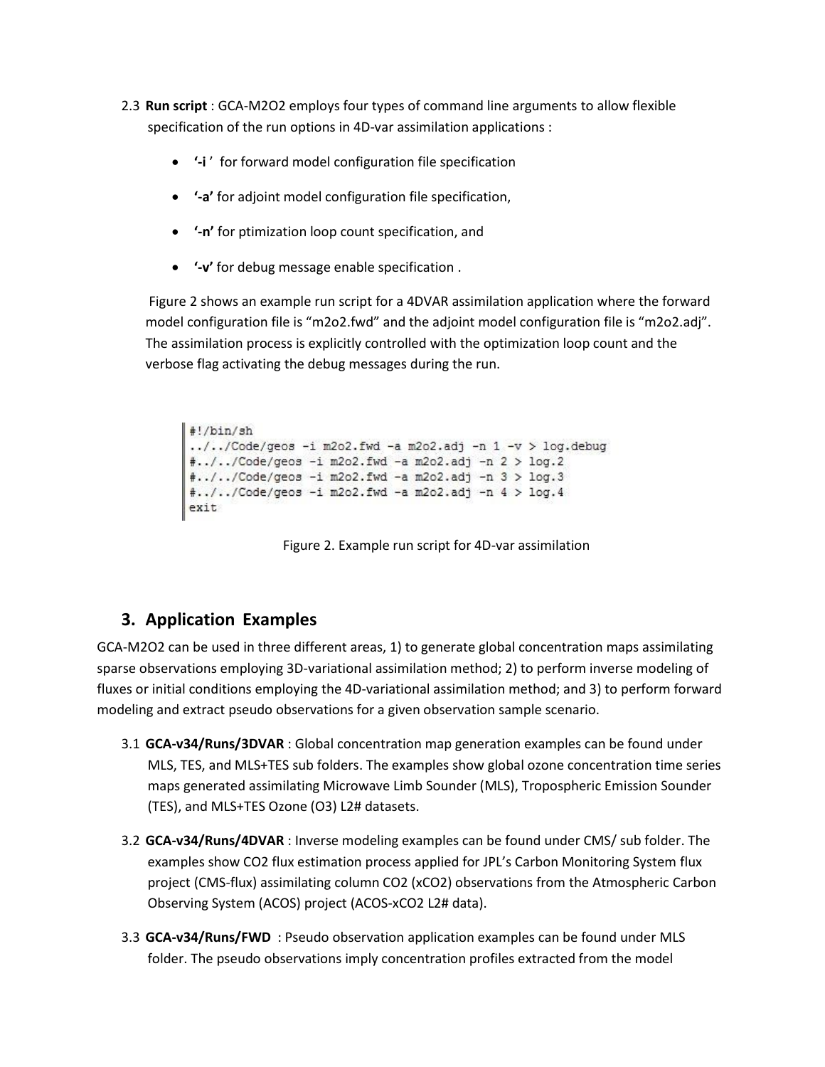2.3 **Run script** : GCA-M2O2 employs four types of command line arguments to allow flexible specification of the run options in 4D-var assimilation applications :

- **'-i** ' for forward model configuration file specification
- **'-a'** for adjoint model configuration file specification,
- **'-n'** for ptimization loop count specification, and
- **'-v'** for debug message enable specification .

Figure 2 shows an example run script for a 4DVAR assimilation application where the forward model configuration file is "m2o2.fwd" and the adjoint model configuration file is "m2o2.adj". The assimilation process is explicitly controlled with the optimization loop count and the verbose flag activating the debug messages during the run.

```
#!/bin/sh
../../Code/geos -i m2o2.fwd -a m2o2.adj -n 1 -v > log.debug
#../../Code/geos -i m2o2.fwd -a m2o2.adj -n 2 > log.2
#../../Code/geos -i m2o2.fwd -a m2o2.adj -n 3 > log.3
#../../Code/geos -i m2o2.fwd -a m2o2.adj -n 4 > log.4
exit
```

Figure 2. Example run script for 4D-var assimilation

## 3. Application Examples

GCA-M2O2 can be used in three different areas, 1) to generate global concentration maps assimilating sparse observations employing 3D-variational assimilation method; 2) to perform inverse modeling of fluxes or initial conditions employing the 4D-variational assimilation method; and 3) to perform forward modeling and extract pseudo observations for a given observation sample scenario.

3.1 **GCA-v34/Runs/3DVAR** : Global concentration map generation examples can be found under MLS, TES, and MLS+TES sub folders. The examples show global ozone concentration time series maps generated assimilating Microwave Limb Sounder (MLS), Tropospheric Emission Sounder (TES), and MLS+TES Ozone ($O_3$) L2# datasets.

3.2 **GCA-v34/Runs/4DVAR** : Inverse modeling examples can be found under CMS/ sub folder. The examples show $CO_2$ flux estimation process applied for JPL's Carbon Monitoring System flux project (CMS-flux) assimilating column $CO_2$ ($xCO_2$) observations from the Atmospheric Carbon Observing System (ACOS) project (ACOS-$xCO_2$ L2# data).

3.3 **GCA-v34/Runs/FWD** : Pseudo observation application examples can be found under MLS folder. The pseudo observations imply concentration profiles extracted from the model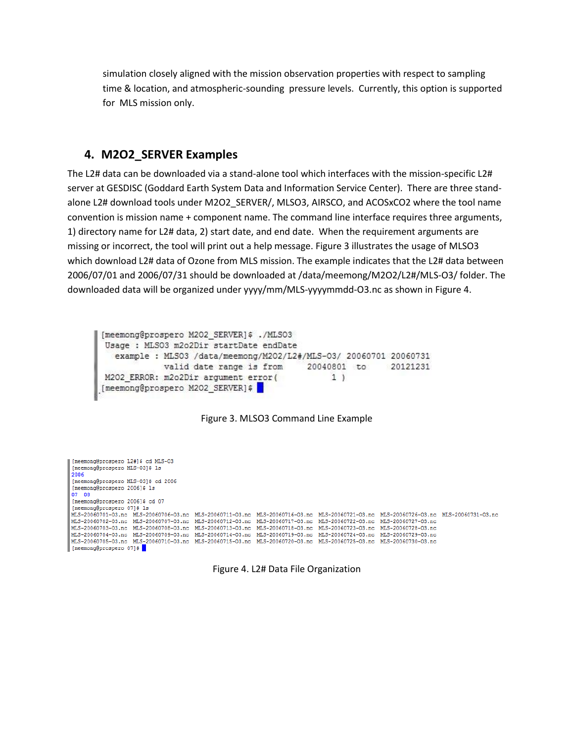simulation closely aligned with the mission observation properties with respect to sampling time & location, and atmospheric-sounding pressure levels. Currently, this option is supported for MLS mission only.

## 4. M2O2_SERVER Examples

The L2# data can be downloaded via a stand-alone tool which interfaces with the mission-specific L2# server at GESDISC (Goddard Earth System Data and Information Service Center). There are three stand-alone L2# download tools under M2O2_SERVER/, MLSO3, AIRSCO, and ACOSxCO2 where the tool name convention is mission name + component name. The command line interface requires three arguments, 1) directory name for L2# data, 2) start date, and end date. When the requirement arguments are missing or incorrect, the tool will print out a help message. Figure 3 illustrates the usage of MLSO3 which download L2# data of Ozone from MLS mission. The example indicates that the L2# data between 2006/07/01 and 2006/07/31 should be downloaded at /data/meemong/M2O2/L2#/MLS-O3/ folder. The downloaded data will be organized under yyyy/mm/MLS-yyyymmdd-O3.nc as shown in Figure 4.

```
[meemong@prospero M2O2_SERVER]$ ./MLSO3
 Usage : MLSO3 m2o2Dir startDate endDate
   example : MLSO3 /data/meemong/M2O2/L2#/MLS-O3/ 20060701 20060731
             valid date range is from     20040801  to     20121231
 M2O2_ERROR: m2o2Dir argument error(          1 )
[meemong@prospero M2O2_SERVER]$
```

Figure 3. MLSO3 Command Line Example

```
[meemong@prospero L2#]$ cd MLS-O3
[meemong@prospero MLS-O3]$ ls
2006
[meemong@prospero MLS-O3]$ cd 2006
[meemong@prospero 2006]$ ls
07  08
[meemong@prospero 2006]$ cd 07
[meemong@prospero 07]$ ls
MLS-20060701-O3.nc  MLS-20060706-O3.nc  MLS-20060711-O3.nc  MLS-20060716-O3.nc  MLS-20060721-O3.nc  MLS-20060726-O3.nc  MLS-20060731-O3.nc
MLS-20060702-O3.nc  MLS-20060707-O3.nc  MLS-20060712-O3.nc  MLS-20060717-O3.nc  MLS-20060722-O3.nc  MLS-20060727-O3.nc
MLS-20060703-O3.nc  MLS-20060708-O3.nc  MLS-20060713-O3.nc  MLS-20060718-O3.nc  MLS-20060723-O3.nc  MLS-20060728-O3.nc
MLS-20060704-O3.nc  MLS-20060709-O3.nc  MLS-20060714-O3.nc  MLS-20060719-O3.nc  MLS-20060724-O3.nc  MLS-20060729-O3.nc
MLS-20060705-O3.nc  MLS-20060710-O3.nc  MLS-20060715-O3.nc  MLS-20060720-O3.nc  MLS-20060725-O3.nc  MLS-20060730-O3.nc
[meemong@prospero 07]$
```

Figure 4. L2# Data File Organization